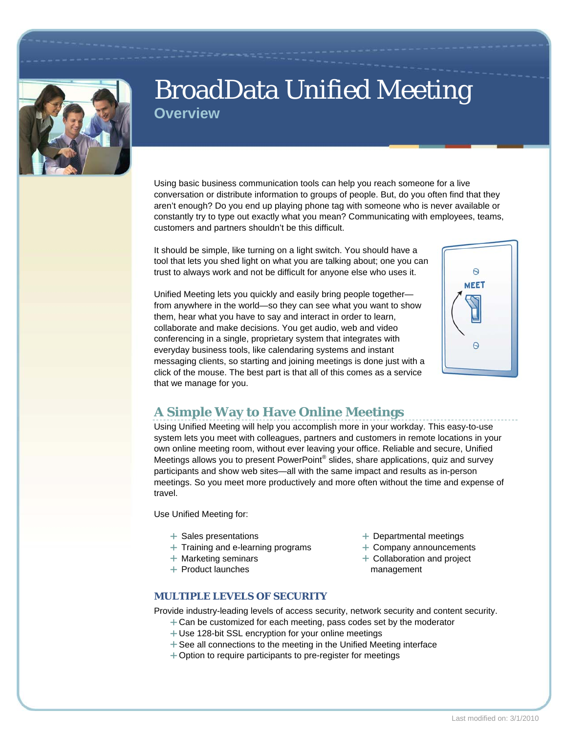# BroadData Unified Meeting

## Overview

Using basic business communication tools can help you reach someone for a live conversation or distribute information to groups of people. But, do you often find that they aren't enough? Do you end up playing phone tag with someone who is never available or constantly try to type out exactly what you mean? Communicating with employees, teams, customers and partners shouldn't be this difficult.

It should be simple, like turning on a light switch. You should have a tool that lets you shed light on what you are talking about; one you can trust to always work and not be difficult for anyone else who uses it.

Unified Meeting lets you quickly and easily bring people together—from anywhere in the world—so they can see what you want to show them, hear what you have to say and interact in order to learn, collaborate and make decisions. You get audio, web and video conferencing in a single, proprietary system that integrates with everyday business tools, like calendaring systems and instant messaging clients, so starting and joining meetings is done just with a click of the mouse. The best part is that all of this comes as a service that we manage for you.

## A Simple Way to Have Online Meetings

Using Unified Meeting will help you accomplish more in your workday. This easy-to-use system lets you meet with colleagues, partners and customers in remote locations in your own online meeting room, without ever leaving your office. Reliable and secure, Unified Meetings allows you to present PowerPoint® slides, share applications, quiz and survey participants and show web sites—all with the same impact and results as in-person meetings. So you meet more productively and more often without the time and expense of travel.

Use Unified Meeting for:

- Sales presentations
- Training and e-learning programs
- Marketing seminars
- Product launches
- Departmental meetings
- Company announcements
- Collaboration and project management

### MULTIPLE LEVELS OF SECURITY

Provide industry-leading levels of access security, network security and content security.

- Can be customized for each meeting, pass codes set by the moderator
- Use 128-bit SSL encryption for your online meetings
- See all connections to the meeting in the Unified Meeting interface
- Option to require participants to pre-register for meetings

Last modified on: 3/1/2010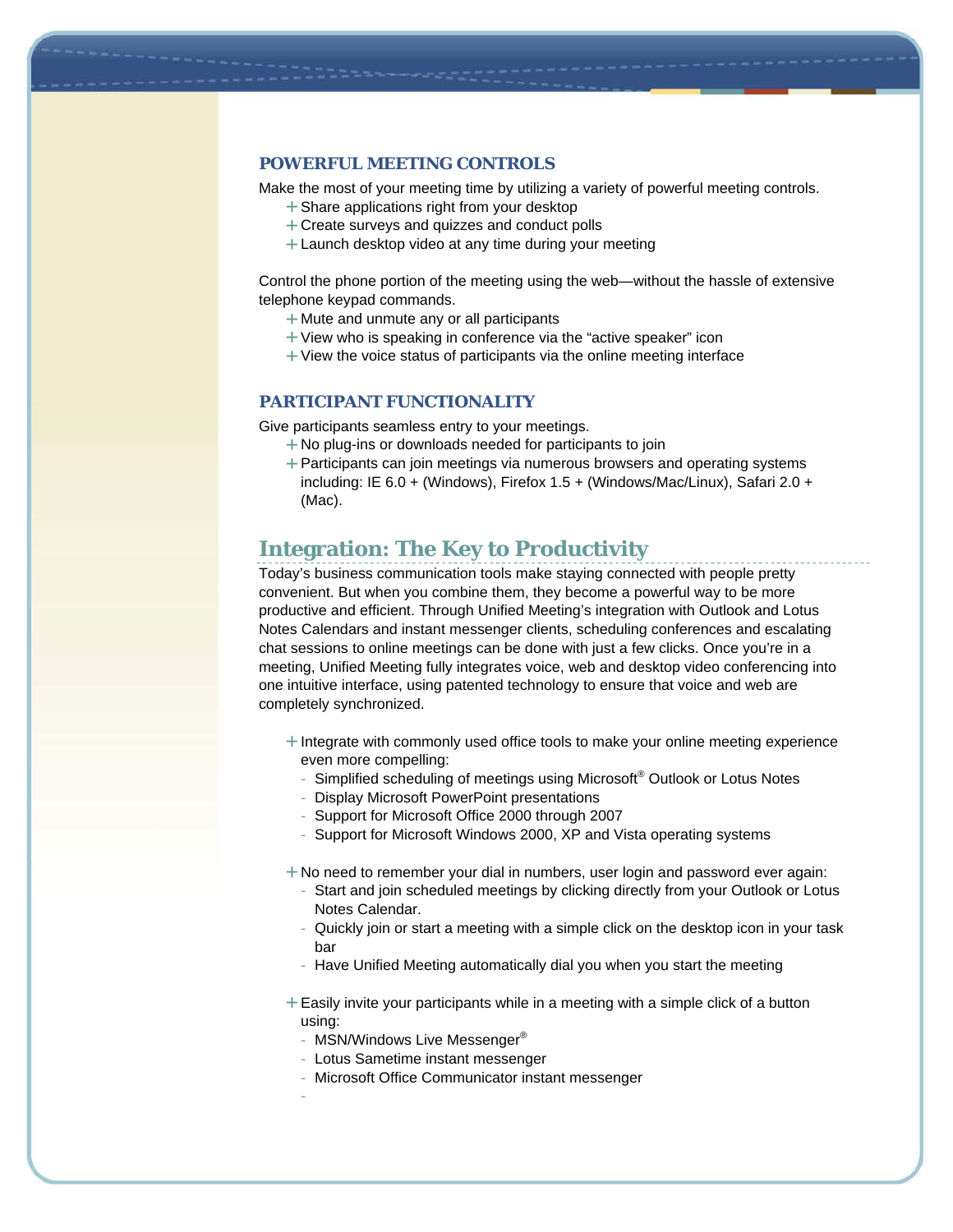### POWERFUL MEETING CONTROLS

Make the most of your meeting time by utilizing a variety of powerful meeting controls.

+ Share applications right from your desktop
+ Create surveys and quizzes and conduct polls
+ Launch desktop video at any time during your meeting

Control the phone portion of the meeting using the web—without the hassle of extensive telephone keypad commands.

+ Mute and unmute any or all participants
+ View who is speaking in conference via the “active speaker” icon
+ View the voice status of participants via the online meeting interface

### PARTICIPANT FUNCTIONALITY

Give participants seamless entry to your meetings.

+ No plug-ins or downloads needed for participants to join
+ Participants can join meetings via numerous browsers and operating systems including: IE 6.0 + (Windows), Firefox 1.5 + (Windows/Mac/Linux), Safari 2.0 + (Mac).

## Integration: The Key to Productivity

Today’s business communication tools make staying connected with people pretty convenient. But when you combine them, they become a powerful way to be more productive and efficient. Through Unified Meeting’s integration with Outlook and Lotus Notes Calendars and instant messenger clients, scheduling conferences and escalating chat sessions to online meetings can be done with just a few clicks. Once you’re in a meeting, Unified Meeting fully integrates voice, web and desktop video conferencing into one intuitive interface, using patented technology to ensure that voice and web are completely synchronized.

+ Integrate with commonly used office tools to make your online meeting experience even more compelling:
  - Simplified scheduling of meetings using Microsoft® Outlook or Lotus Notes
  - Display Microsoft PowerPoint presentations
  - Support for Microsoft Office 2000 through 2007
  - Support for Microsoft Windows 2000, XP and Vista operating systems

+ No need to remember your dial in numbers, user login and password ever again:
  - Start and join scheduled meetings by clicking directly from your Outlook or Lotus Notes Calendar.
  - Quickly join or start a meeting with a simple click on the desktop icon in your task bar
  - Have Unified Meeting automatically dial you when you start the meeting

+ Easily invite your participants while in a meeting with a simple click of a button using:
  - MSN/Windows Live Messenger®
  - Lotus Sametime instant messenger
  - Microsoft Office Communicator instant messenger
  -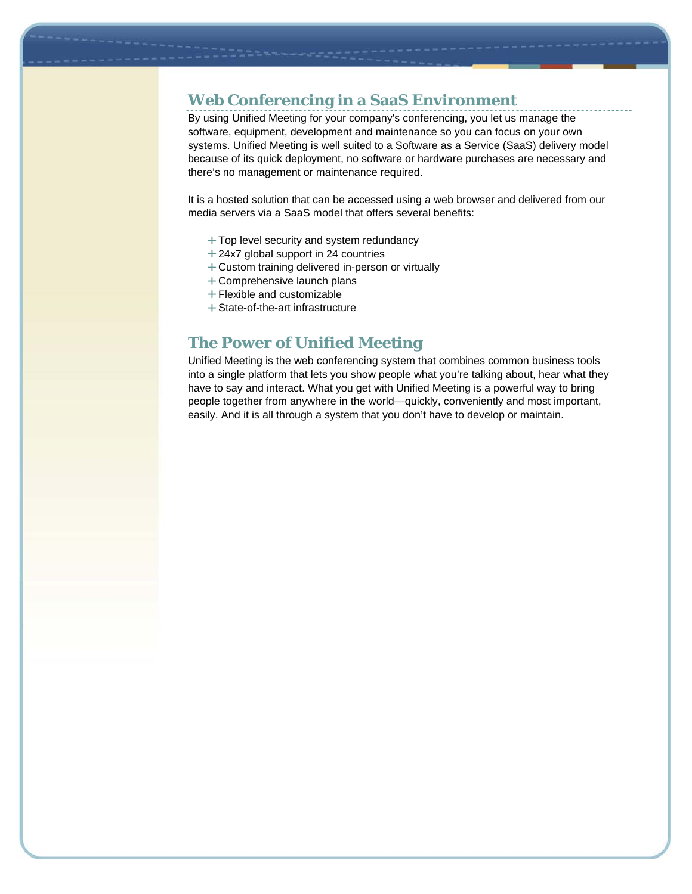## Web Conferencing in a SaaS Environment

By using Unified Meeting for your company's conferencing, you let us manage the software, equipment, development and maintenance so you can focus on your own systems. Unified Meeting is well suited to a Software as a Service (SaaS) delivery model because of its quick deployment, no software or hardware purchases are necessary and there's no management or maintenance required.

It is a hosted solution that can be accessed using a web browser and delivered from our media servers via a SaaS model that offers several benefits:

- Top level security and system redundancy
- 24x7 global support in 24 countries
- Custom training delivered in-person or virtually
- Comprehensive launch plans
- Flexible and customizable
- State-of-the-art infrastructure

## The Power of Unified Meeting

Unified Meeting is the web conferencing system that combines common business tools into a single platform that lets you show people what you're talking about, hear what they have to say and interact. What you get with Unified Meeting is a powerful way to bring people together from anywhere in the world—quickly, conveniently and most important, easily. And it is all through a system that you don't have to develop or maintain.